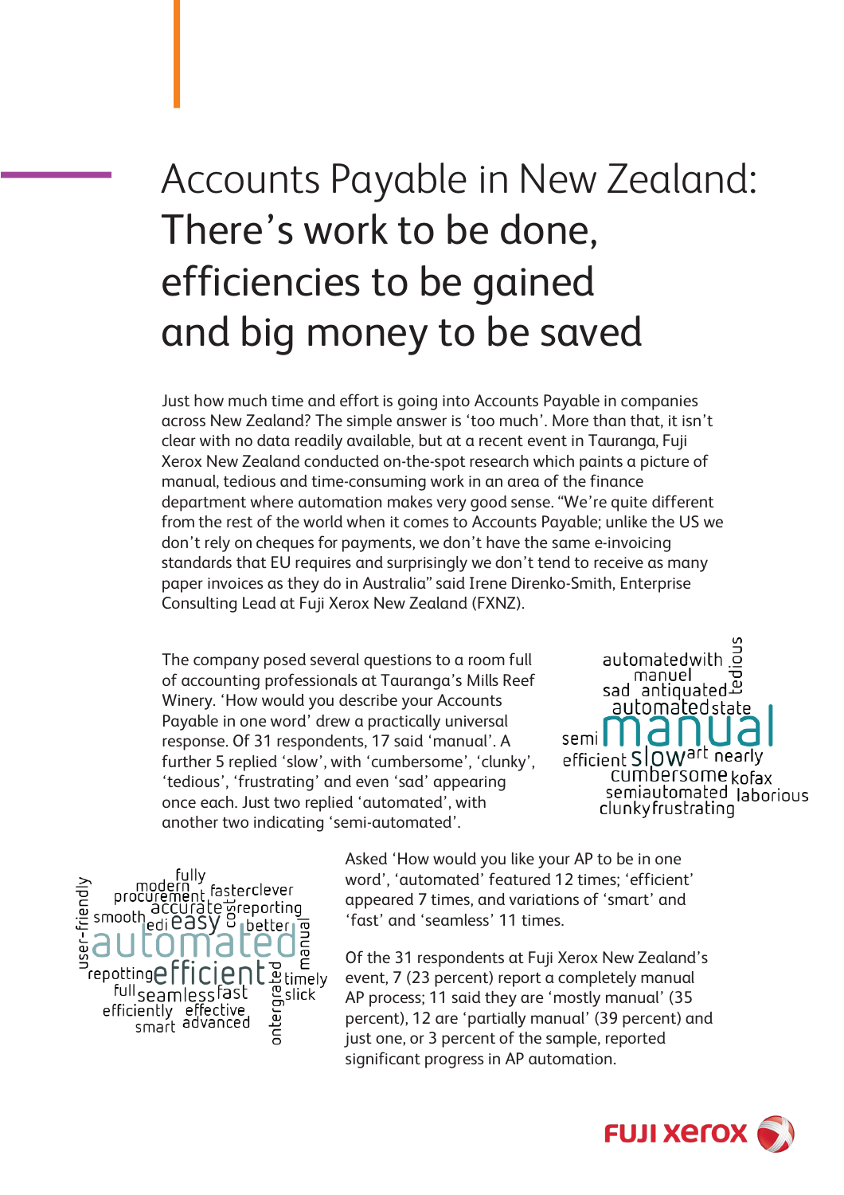# Accounts Payable in New Zealand: There's work to be done, efficiencies to be gained and big money to be saved

Just how much time and effort is going into Accounts Payable in companies across New Zealand? The simple answer is 'too much'. More than that, it isn't clear with no data readily available, but at a recent event in Tauranga, Fuji Xerox New Zealand conducted on-the-spot research which paints a picture of manual, tedious and time-consuming work in an area of the finance department where automation makes very good sense. "We're quite different from the rest of the world when it comes to Accounts Payable; unlike the US we don't rely on cheques for payments, we don't have the same e-invoicing standards that EU requires and surprisingly we don't tend to receive as many paper invoices as they do in Australia" said Irene Direnko-Smith, Enterprise Consulting Lead at Fuji Xerox New Zealand (FXNZ).

The company posed several questions to a room full of accounting professionals at Tauranga's Mills Reef Winery. 'How would you describe your Accounts Payable in one word' drew a practically universal response. Of 31 respondents, 17 said 'manual'. A further 5 replied 'slow', with 'cumbersome', 'clunky', 'tedious', 'frustrating' and even 'sad' appearing once each. Just two replied 'automated', with another two indicating 'semi-automated'.

Asked 'How would you like your AP to be in one word', 'automated' featured 12 times; 'efficient' appeared 7 times, and variations of 'smart' and 'fast' and 'seamless' 11 times.

Of the 31 respondents at Fuji Xerox New Zealand's event, 7 (23 percent) report a completely manual AP process; 11 said they are 'mostly manual' (35 percent), 12 are 'partially manual' (39 percent) and just one, or 3 percent of the sample, reported significant progress in AP automation.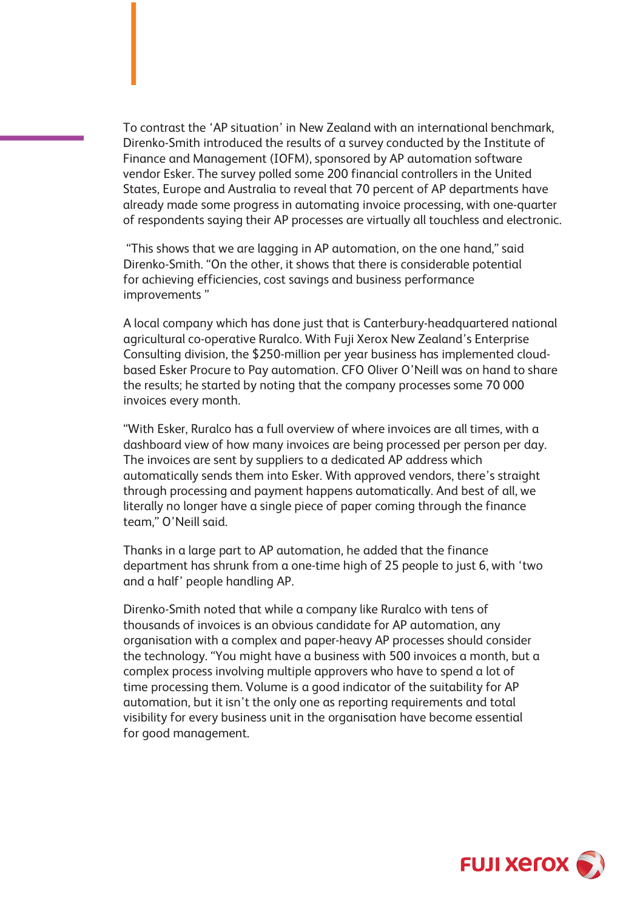To contrast the 'AP situation' in New Zealand with an international benchmark, Direnko-Smith introduced the results of a survey conducted by the Institute of Finance and Management (IOFM), sponsored by AP automation software vendor Esker. The survey polled some 200 financial controllers in the United States, Europe and Australia to reveal that 70 percent of AP departments have already made some progress in automating invoice processing, with one-quarter of respondents saying their AP processes are virtually all touchless and electronic.

"This shows that we are lagging in AP automation, on the one hand," said Direnko-Smith. "On the other, it shows that there is considerable potential for achieving efficiencies, cost savings and business performance improvements "

A local company which has done just that is Canterbury-headquartered national agricultural co-operative Ruralco. With Fuji Xerox New Zealand's Enterprise Consulting division, the $250-million per year business has implemented cloud-based Esker Procure to Pay automation. CFO Oliver O'Neill was on hand to share the results; he started by noting that the company processes some 70 000 invoices every month.

"With Esker, Ruralco has a full overview of where invoices are all times, with a dashboard view of how many invoices are being processed per person per day. The invoices are sent by suppliers to a dedicated AP address which automatically sends them into Esker. With approved vendors, there's straight through processing and payment happens automatically. And best of all, we literally no longer have a single piece of paper coming through the finance team," O'Neill said.

Thanks in a large part to AP automation, he added that the finance department has shrunk from a one-time high of 25 people to just 6, with 'two and a half' people handling AP.

Direnko-Smith noted that while a company like Ruralco with tens of thousands of invoices is an obvious candidate for AP automation, any organisation with a complex and paper-heavy AP processes should consider the technology. "You might have a business with 500 invoices a month, but a complex process involving multiple approvers who have to spend a lot of time processing them. Volume is a good indicator of the suitability for AP automation, but it isn't the only one as reporting requirements and total visibility for every business unit in the organisation have become essential for good management.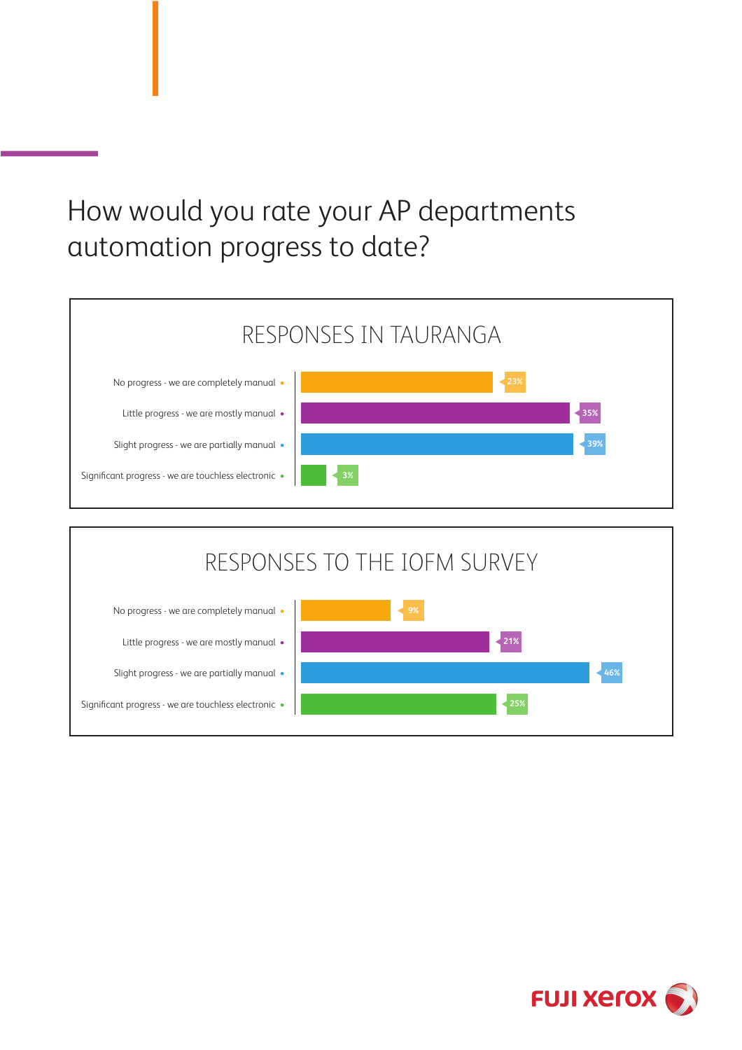# How would you rate your AP departments automation progress to date?

## RESPONSES IN TAURANGA

| Response | Percentage |
| --- | --- |
| No progress - we are completely manual | 23% |
| Little progress - we are mostly manual | 35% |
| Slight progress - we are partially manual | 39% |
| Significant progress - we are touchless electronic | 3% |

## RESPONSES TO THE IOFM SURVEY

| Response | Percentage |
| --- | --- |
| No progress - we are completely manual | 9% |
| Little progress - we are mostly manual | 21% |
| Slight progress - we are partially manual | 46% |
| Significant progress - we are touchless electronic | 25% |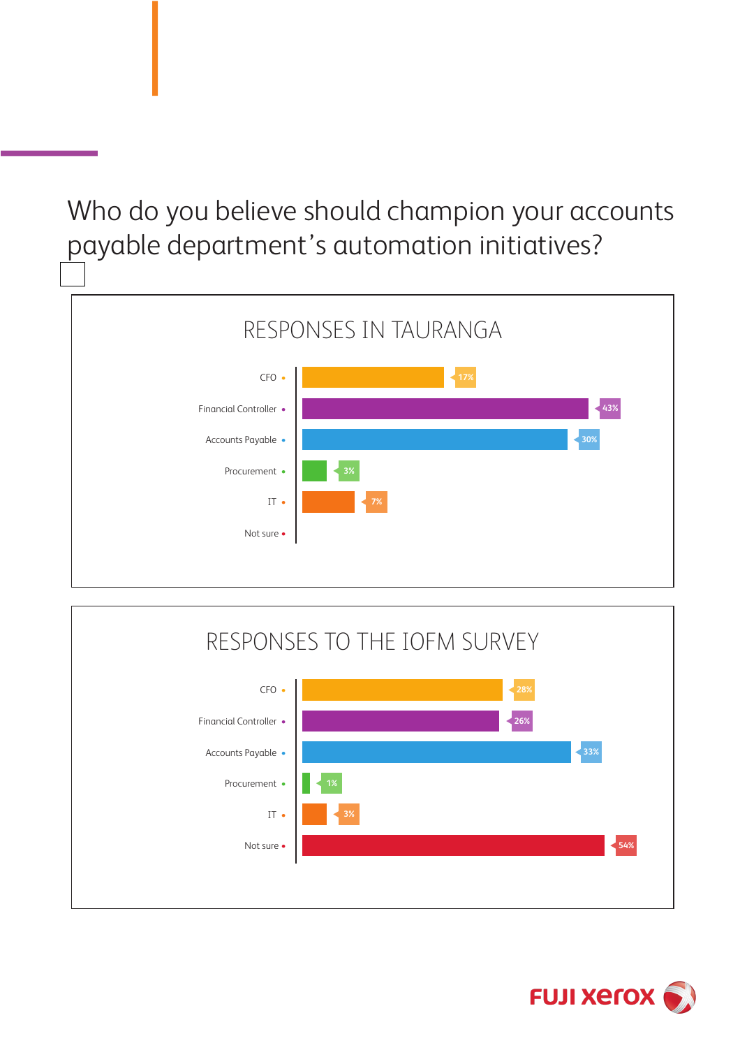# Who do you believe should champion your accounts payable department's automation initiatives?

## RESPONSES IN TAURANGA

| Role | Percentage |
|---|---|
| CFO | 17% |
| Financial Controller | 43% |
| Accounts Payable | 30% |
| Procurement | 3% |
| IT | 7% |
| Not sure | |

## RESPONSES TO THE IOFM SURVEY

| Role | Percentage |
|---|---|
| CFO | 28% |
| Financial Controller | 26% |
| Accounts Payable | 33% |
| Procurement | 1% |
| IT | 3% |
| Not sure | 54% |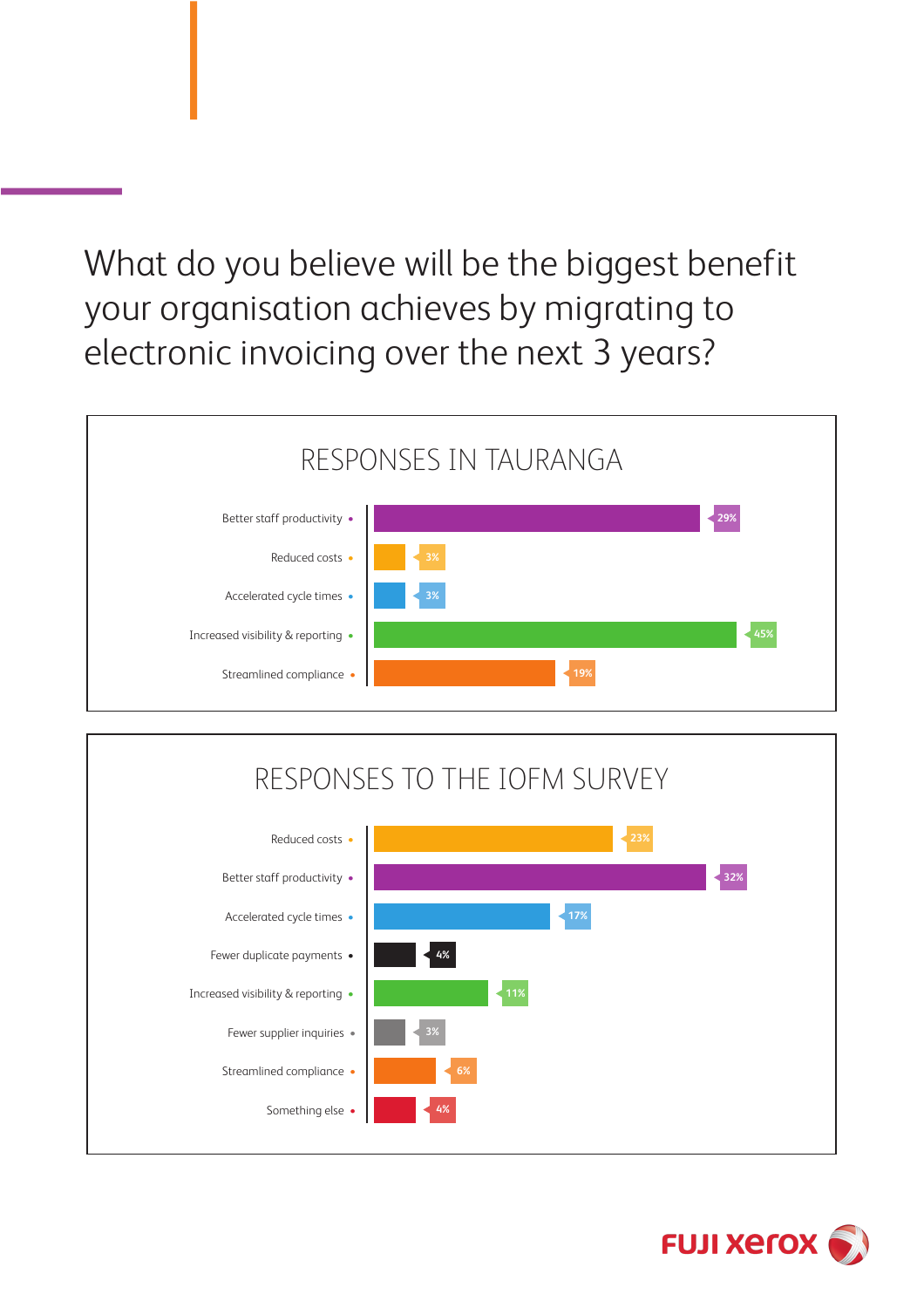What do you believe will be the biggest benefit your organisation achieves by migrating to electronic invoicing over the next 3 years?

## RESPONSES IN TAURANGA

| Response | Percentage |
|---|---|
| Better staff productivity | 29% |
| Reduced costs | 3% |
| Accelerated cycle times | 3% |
| Increased visibility & reporting | 45% |
| Streamlined compliance | 19% |

## RESPONSES TO THE IOFM SURVEY

| Response | Percentage |
|---|---|
| Reduced costs | 23% |
| Better staff productivity | 32% |
| Accelerated cycle times | 17% |
| Fewer duplicate payments | 4% |
| Increased visibility & reporting | 11% |
| Fewer supplier inquiries | 3% |
| Streamlined compliance | 6% |
| Something else | 4% |

FUJI xerox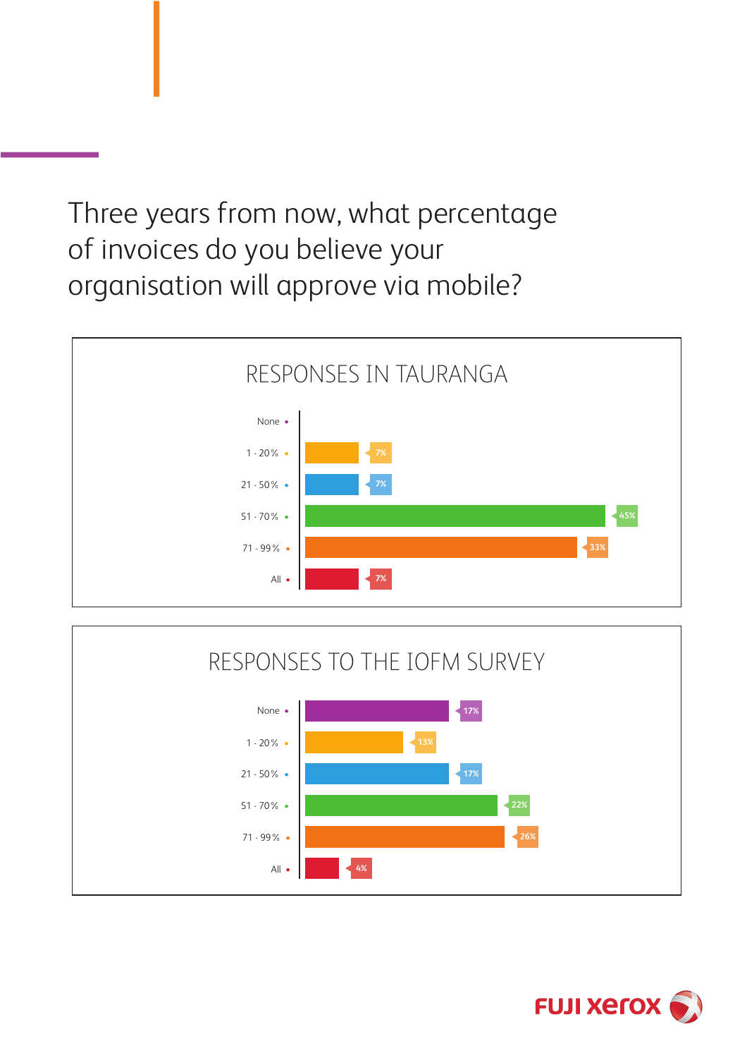# Three years from now, what percentage of invoices do you believe your organisation will approve via mobile?

## RESPONSES IN TAURANGA

| Response | Percentage |
|---|---|
| None | |
| 1 - 20% | 7% |
| 21 - 50% | 7% |
| 51 - 70% | 45% |
| 71 - 99% | 33% |
| All | 7% |

## RESPONSES TO THE IOFM SURVEY

| Response | Percentage |
|---|---|
| None | 17% |
| 1 - 20% | 13% |
| 21 - 50% | 17% |
| 51 - 70% | 22% |
| 71 - 99% | 26% |
| All | 4% |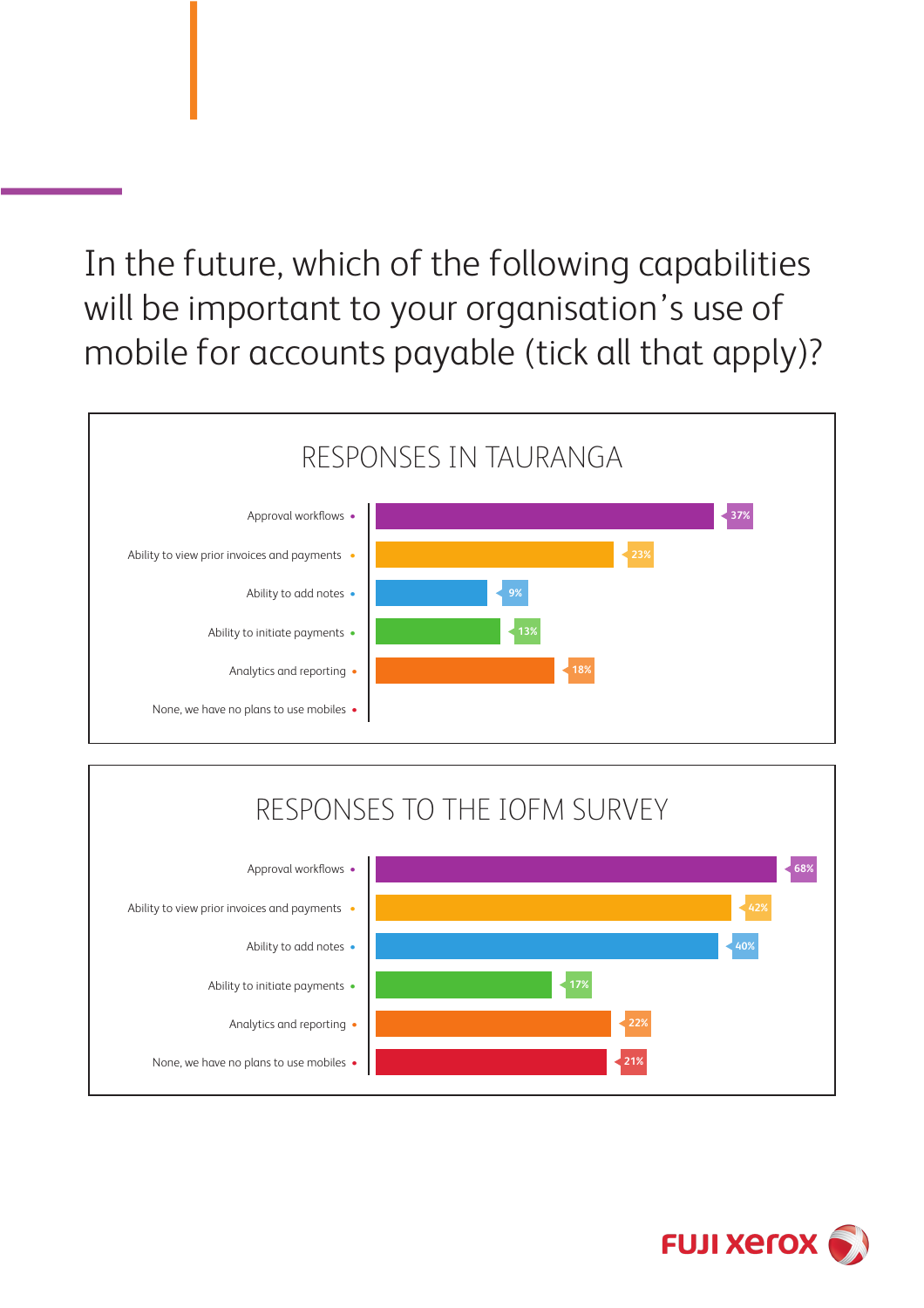# In the future, which of the following capabilities will be important to your organisation's use of mobile for accounts payable (tick all that apply)?

## RESPONSES IN TAURANGA

| Capability | Response |
|---|---|
| Approval workflows | 37% |
| Ability to view prior invoices and payments | 23% |
| Ability to add notes | 9% |
| Ability to initiate payments | 13% |
| Analytics and reporting | 18% |
| None, we have no plans to use mobiles | |

## RESPONSES TO THE IOFM SURVEY

| Capability | Response |
|---|---|
| Approval workflows | 68% |
| Ability to view prior invoices and payments | 42% |
| Ability to add notes | 40% |
| Ability to initiate payments | 17% |
| Analytics and reporting | 22% |
| None, we have no plans to use mobiles | 21% |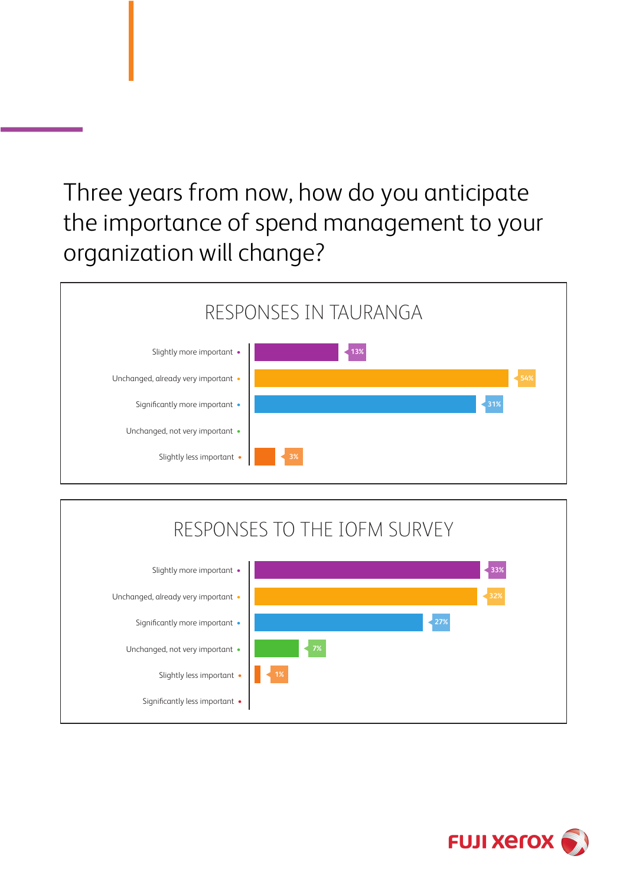# Three years from now, how do you anticipate the importance of spend management to your organization will change?

## RESPONSES IN TAURANGA

| Response | Percentage |
| --- | --- |
| Slightly more important | 13% |
| Unchanged, already very important | 54% |
| Significantly more important | 31% |
| Unchanged, not very important | |
| Slightly less important | 3% |

## RESPONSES TO THE IOFM SURVEY

| Response | Percentage |
| --- | --- |
| Slightly more important | 33% |
| Unchanged, already very important | 32% |
| Significantly more important | 27% |
| Unchanged, not very important | 7% |
| Slightly less important | 1% |
| Significantly less important | |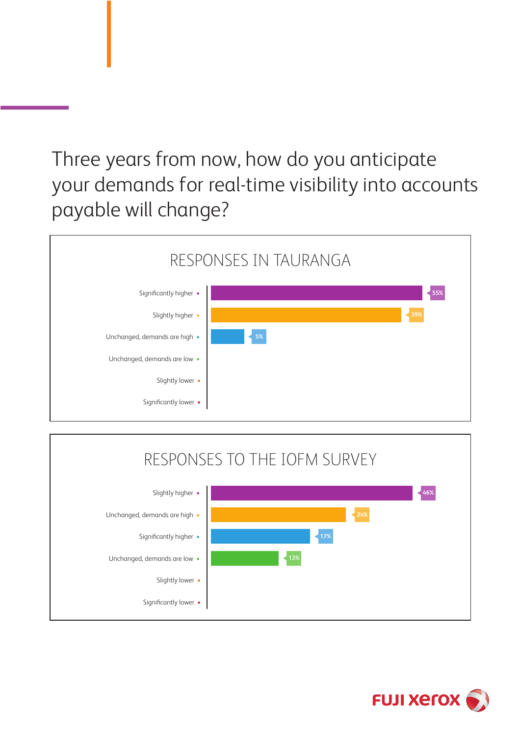# Three years from now, how do you anticipate your demands for real-time visibility into accounts payable will change?

## RESPONSES IN TAURANGA

Significantly higher
Slightly higher
Unchanged, demands are high
Unchanged, demands are low
Slightly lower
Significantly lower

55%
39%
5%

## RESPONSES TO THE IOFM SURVEY

Slightly higher
Unchanged, demands are high
Significantly higher
Unchanged, demands are low
Slightly lower
Significantly lower

46%
24%
17%
13%

FUJI xerox